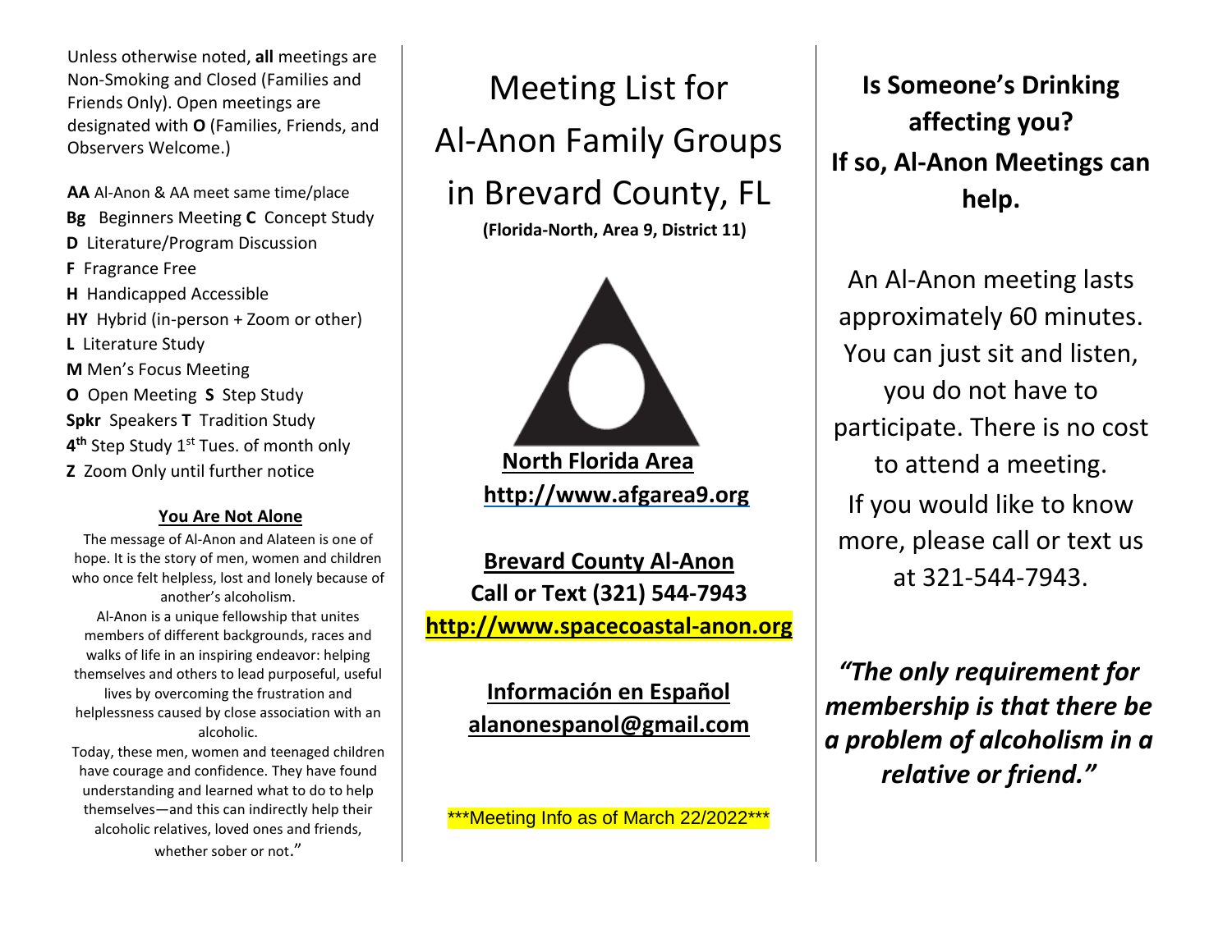Unless otherwise noted, **all** meetings are Non-Smoking and Closed (Families and Friends Only). Open meetings are designated with **O** (Families, Friends, and Observers Welcome.)

**AA** Al-Anon & AA meet same time/place
**Bg** Beginners Meeting **C** Concept Study
**D** Literature/Program Discussion
**F** Fragrance Free
**H** Handicapped Accessible
**HY** Hybrid (in-person + Zoom or other)
**L** Literature Study
**M** Men's Focus Meeting
**O** Open Meeting **S** Step Study
**Spkr** Speakers **T** Tradition Study
**4th** Step Study 1st Tues. of month only
**Z** Zoom Only until further notice

**You Are Not Alone**

The message of Al-Anon and Alateen is one of hope. It is the story of men, women and children who once felt helpless, lost and lonely because of another's alcoholism.

Al-Anon is a unique fellowship that unites members of different backgrounds, races and walks of life in an inspiring endeavor: helping themselves and others to lead purposeful, useful lives by overcoming the frustration and helplessness caused by close association with an alcoholic.

Today, these men, women and teenaged children have courage and confidence. They have found understanding and learned what to do to help themselves—and this can indirectly help their alcoholic relatives, loved ones and friends, whether sober or not."

# Meeting List for Al-Anon Family Groups in Brevard County, FL

**(Florida-North, Area 9, District 11)**

**North Florida Area**
**http://www.afgarea9.org**

**Brevard County Al-Anon**
**Call or Text (321) 544-7943**
**http://www.spacecoastal-anon.org**

**Información en Español**
**alanonespanol@gmail.com**

***Meeting Info as of March 22/2022***

**Is Someone's Drinking affecting you?**
**If so, Al-Anon Meetings can help.**

An Al-Anon meeting lasts approximately 60 minutes. You can just sit and listen, you do not have to participate. There is no cost to attend a meeting. If you would like to know more, please call or text us at 321-544-7943.

***"The only requirement for membership is that there be a problem of alcoholism in a relative or friend."***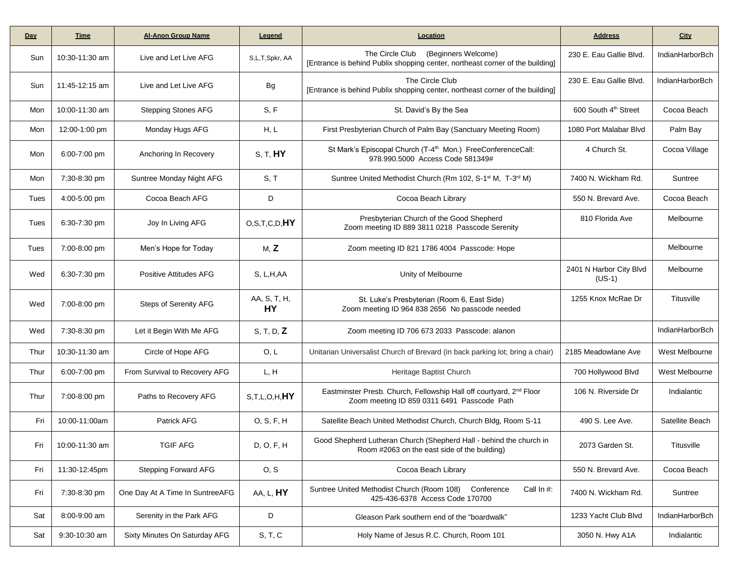| Day | Time | Al-Anon Group Name | Legend | Location | Address | City |
|---|---|---|---|---|---|---|
| Sun | 10:30-11:30 am | Live and Let Live AFG | S,L,T,Spkr, AA | The Circle Club (Beginners Welcome) [Entrance is behind Publix shopping center, northeast corner of the building] | 230 E. Eau Gallie Blvd. | IndianHarborBch |
| Sun | 11:45-12:15 am | Live and Let Live AFG | Bg | The Circle Club [Entrance is behind Publix shopping center, northeast corner of the building] | 230 E. Eau Gallie Blvd. | IndianHarborBch |
| Mon | 10:00-11:30 am | Stepping Stones AFG | S, F | St. David's By the Sea | 600 South 4th Street | Cocoa Beach |
| Mon | 12:00-1:00 pm | Monday Hugs AFG | H, L | First Presbyterian Church of Palm Bay (Sanctuary Meeting Room) | 1080 Port Malabar Blvd | Palm Bay |
| Mon | 6:00-7:00 pm | Anchoring In Recovery | S, T, **HY** | St Mark's Episcopal Church (T-4th Mon.) FreeConferenceCall: 978.990.5000 Access Code 581349# | 4 Church St. | Cocoa Village |
| Mon | 7:30-8:30 pm | Suntree Monday Night AFG | S, T | Suntree United Methodist Church (Rm 102, S-1st M, T-3rd M) | 7400 N. Wickham Rd. | Suntree |
| Tues | 4:00-5:00 pm | Cocoa Beach AFG | D | Cocoa Beach Library | 550 N. Brevard Ave. | Cocoa Beach |
| Tues | 6:30-7:30 pm | Joy In Living AFG | O,S,T,C,D,**HY** | Presbyterian Church of the Good Shepherd Zoom meeting ID 889 3811 0218 Passcode Serenity | 810 Florida Ave | Melbourne |
| Tues | 7:00-8:00 pm | Men's Hope for Today | M, **Z** | Zoom meeting ID 821 1786 4004 Passcode: Hope | | Melbourne |
| Wed | 6:30-7:30 pm | Positive Attitudes AFG | S, L,H,AA | Unity of Melbourne | 2401 N Harbor City Blvd (US-1) | Melbourne |
| Wed | 7:00-8:00 pm | Steps of Serenity AFG | AA, S, T, H, **HY** | St. Luke's Presbyterian (Room 6, East Side) Zoom meeting ID 964 838 2656 No passcode needed | 1255 Knox McRae Dr | Titusville |
| Wed | 7:30-8:30 pm | Let it Begin With Me AFG | S, T, D, **Z** | Zoom meeting ID 706 673 2033 Passcode: alanon | | IndianHarborBch |
| Thur | 10:30-11:30 am | Circle of Hope AFG | O, L | Unitarian Universalist Church of Brevard (in back parking lot; bring a chair) | 2185 Meadowlane Ave | West Melbourne |
| Thur | 6:00-7:00 pm | From Survival to Recovery AFG | L, H | Heritage Baptist Church | 700 Hollywood Blvd | West Melbourne |
| Thur | 7:00-8:00 pm | Paths to Recovery AFG | S,T,L,O,H,**HY** | Eastminster Presb. Church, Fellowship Hall off courtyard, 2nd Floor Zoom meeting ID 859 0311 6491 Passcode Path | 106 N. Riverside Dr | Indialantic |
| Fri | 10:00-11:00am | Patrick AFG | O, S, F, H | Satellite Beach United Methodist Church, Church Bldg, Room S-11 | 490 S. Lee Ave. | Satellite Beach |
| Fri | 10:00-11:30 am | TGIF AFG | D, O, F, H | Good Shepherd Lutheran Church (Shepherd Hall - behind the church in Room #2063 on the east side of the building) | 2073 Garden St. | Titusville |
| Fri | 11:30-12:45pm | Stepping Forward AFG | O, S | Cocoa Beach Library | 550 N. Brevard Ave. | Cocoa Beach |
| Fri | 7:30-8:30 pm | One Day At A Time In SuntreeAFG | AA, L, **HY** | Suntree United Methodist Church (Room 108) Conference Call In #: 425-436-6378 Access Code 170700 | 7400 N. Wickham Rd. | Suntree |
| Sat | 8:00-9:00 am | Serenity in the Park AFG | D | Gleason Park southern end of the "boardwalk" | 1233 Yacht Club Blvd | IndianHarborBch |
| Sat | 9:30-10:30 am | Sixty Minutes On Saturday AFG | S, T, C | Holy Name of Jesus R.C. Church, Room 101 | 3050 N. Hwy A1A | Indialantic |